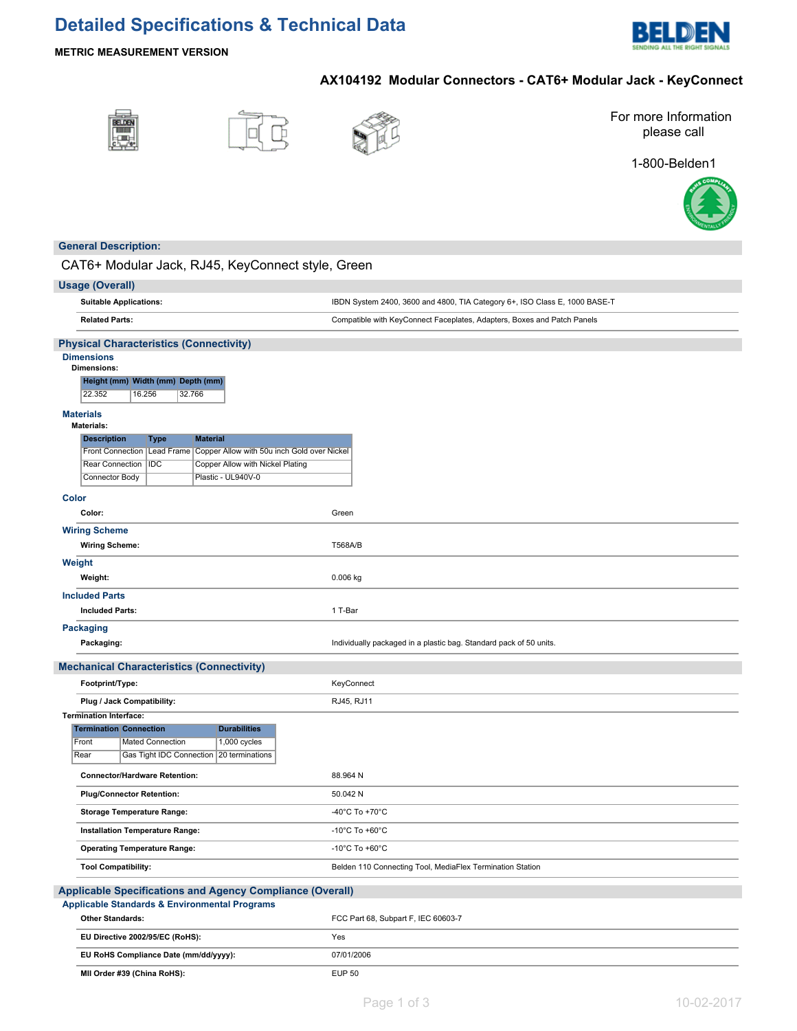# Detailed Specifications & Technical Data

**METRIC MEASUREMENT VERSION**

## AX104192 Modular Connectors - CAT6+ Modular Jack - KeyConnect

For more Information please call

1-800-Belden1

## General Description:

CAT6+ Modular Jack, RJ45, KeyConnect style, Green

## Usage (Overall)

| | |
|---|---|
| **Suitable Applications:** | IBDN System 2400, 3600 and 4800, TIA Category 6+, ISO Class E, 1000 BASE-T |
| **Related Parts:** | Compatible with KeyConnect Faceplates, Adapters, Boxes and Patch Panels |

## Physical Characteristics (Connectivity)

### Dimensions

**Dimensions:**

| Height (mm) | Width (mm) | Depth (mm) |
|---|---|---|
| 22.352 | 16.256 | 32.766 |

### Materials

**Materials:**

| Description | Type | Material |
|---|---|---|
| Front Connection | Lead Frame | Copper Allow with 50u inch Gold over Nickel |
| Rear Connection | IDC | Copper Allow with Nickel Plating |
| Connector Body | | Plastic - UL940V-0 |

### Color

| | |
|---|---|
| **Color:** | Green |

### Wiring Scheme

| | |
|---|---|
| **Wiring Scheme:** | T568A/B |

### Weight

| | |
|---|---|
| **Weight:** | 0.006 kg |

### Included Parts

| | |
|---|---|
| **Included Parts:** | 1 T-Bar |

### Packaging

| | |
|---|---|
| **Packaging:** | Individually packaged in a plastic bag. Standard pack of 50 units. |

## Mechanical Characteristics (Connectivity)

| | |
|---|---|
| **Footprint/Type:** | KeyConnect |
| **Plug / Jack Compatibility:** | RJ45, RJ11 |

**Termination Interface:**

| Termination | Connection | Durabilities |
|---|---|---|
| Front | Mated Connection | 1,000 cycles |
| Rear | Gas Tight IDC Connection | 20 terminations |

| | |
|---|---|
| **Connector/Hardware Retention:** | 88.964 N |
| **Plug/Connector Retention:** | 50.042 N |
| **Storage Temperature Range:** | -40°C To +70°C |
| **Installation Temperature Range:** | -10°C To +60°C |
| **Operating Temperature Range:** | -10°C To +60°C |
| **Tool Compatibility:** | Belden 110 Connecting Tool, MediaFlex Termination Station |

## Applicable Specifications and Agency Compliance (Overall)

### Applicable Standards & Environmental Programs

| | |
|---|---|
| **Other Standards:** | FCC Part 68, Subpart F, IEC 60603-7 |
| **EU Directive 2002/95/EC (RoHS):** | Yes |
| **EU RoHS Compliance Date (mm/dd/yyyy):** | 07/01/2006 |
| **MII Order #39 (China RoHS):** | EUP 50 |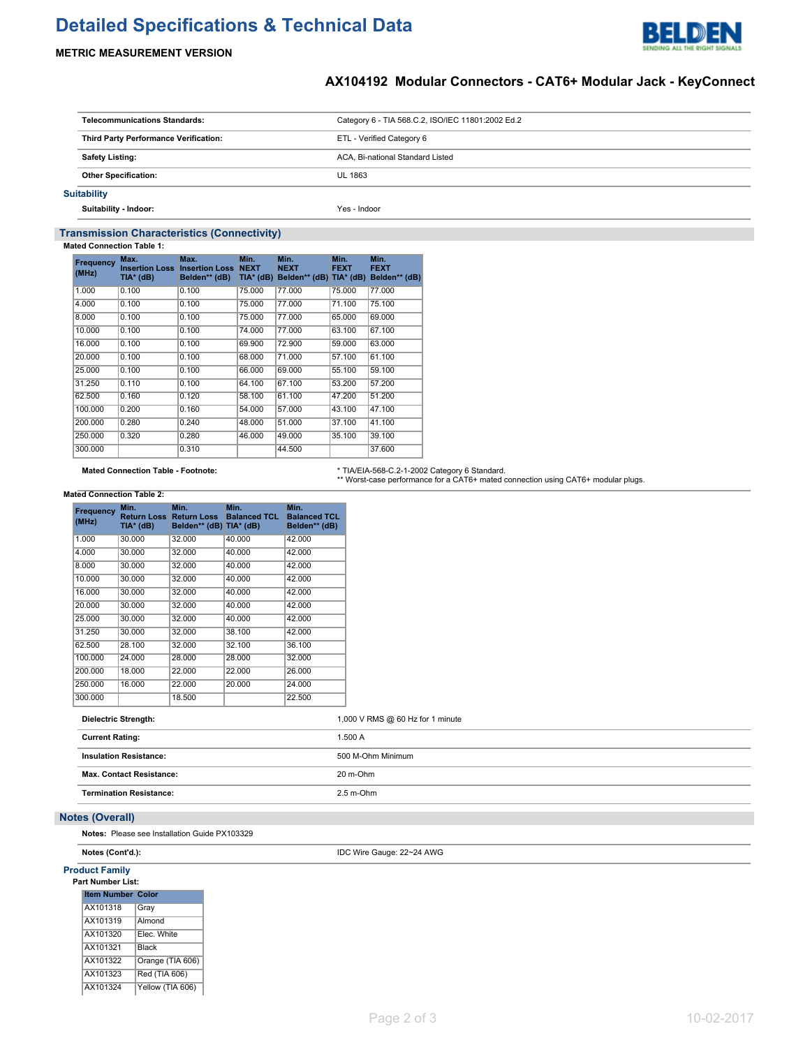# Detailed Specifications & Technical Data

**METRIC MEASUREMENT VERSION**

## AX104192 Modular Connectors - CAT6+ Modular Jack - KeyConnect

| | |
|---|---|
| **Telecommunications Standards:** | Category 6 - TIA 568.C.2, ISO/IEC 11801:2002 Ed.2 |
| **Third Party Performance Verification:** | ETL - Verified Category 6 |
| **Safety Listing:** | ACA, Bi-national Standard Listed |
| **Other Specification:** | UL 1863 |

### Suitability

| | |
|---|---|
| **Suitability - Indoor:** | Yes - Indoor |

### Transmission Characteristics (Connectivity)

**Mated Connection Table 1:**

| Frequency (MHz) | Max. Insertion Loss TIA* (dB) | Max. Insertion Loss Belden** (dB) | Min. NEXT TIA* (dB) | Min. NEXT Belden** (dB) | Min. FEXT TIA* (dB) | Min. FEXT Belden** (dB) |
|---|---|---|---|---|---|---|
| 1.000 | 0.100 | 0.100 | 75.000 | 77.000 | 75.000 | 77.000 |
| 4.000 | 0.100 | 0.100 | 75.000 | 77.000 | 71.100 | 75.100 |
| 8.000 | 0.100 | 0.100 | 75.000 | 77.000 | 65.000 | 69.000 |
| 10.000 | 0.100 | 0.100 | 74.000 | 77.000 | 63.100 | 67.100 |
| 16.000 | 0.100 | 0.100 | 69.900 | 72.900 | 59.000 | 63.000 |
| 20.000 | 0.100 | 0.100 | 68.000 | 71.000 | 57.100 | 61.100 |
| 25.000 | 0.100 | 0.100 | 66.000 | 69.000 | 55.100 | 59.100 |
| 31.250 | 0.110 | 0.100 | 64.100 | 67.100 | 53.200 | 57.200 |
| 62.500 | 0.160 | 0.120 | 58.100 | 61.100 | 47.200 | 51.200 |
| 100.000 | 0.200 | 0.160 | 54.000 | 57.000 | 43.100 | 47.100 |
| 200.000 | 0.280 | 0.240 | 48.000 | 51.000 | 37.100 | 41.100 |
| 250.000 | 0.320 | 0.280 | 46.000 | 49.000 | 35.100 | 39.100 |
| 300.000 | | 0.310 | | 44.500 | | 37.600 |

| | |
|---|---|
| **Mated Connection Table - Footnote:** | * TIA/EIA-568-C.2-1-2002 Category 6 Standard.<br>** Worst-case performance for a CAT6+ mated connection using CAT6+ modular plugs. |

**Mated Connection Table 2:**

| Frequency (MHz) | Min. Return Loss TIA* (dB) | Min. Return Loss Belden** (dB) | Min. Balanced TCL TIA* (dB) | Min. Balanced TCL Belden** (dB) |
|---|---|---|---|---|
| 1.000 | 30.000 | 32.000 | 40.000 | 42.000 |
| 4.000 | 30.000 | 32.000 | 40.000 | 42.000 |
| 8.000 | 30.000 | 32.000 | 40.000 | 42.000 |
| 10.000 | 30.000 | 32.000 | 40.000 | 42.000 |
| 16.000 | 30.000 | 32.000 | 40.000 | 42.000 |
| 20.000 | 30.000 | 32.000 | 40.000 | 42.000 |
| 25.000 | 30.000 | 32.000 | 40.000 | 42.000 |
| 31.250 | 30.000 | 32.000 | 38.100 | 42.000 |
| 62.500 | 28.100 | 32.000 | 32.100 | 36.100 |
| 100.000 | 24.000 | 28.000 | 28.000 | 32.000 |
| 200.000 | 18.000 | 22.000 | 22.000 | 26.000 |
| 250.000 | 16.000 | 22.000 | 20.000 | 24.000 |
| 300.000 | | 18.500 | | 22.500 |

| | |
|---|---|
| **Dielectric Strength:** | 1,000 V RMS @ 60 Hz for 1 minute |
| **Current Rating:** | 1.500 A |
| **Insulation Resistance:** | 500 M-Ohm Minimum |
| **Max. Contact Resistance:** | 20 m-Ohm |
| **Termination Resistance:** | 2.5 m-Ohm |

### Notes (Overall)

**Notes:** Please see Installation Guide PX103329

| | |
|---|---|
| **Notes (Cont'd.):** | IDC Wire Gauge: 22~24 AWG |

### Product Family

**Part Number List:**

| Item Number | Color |
|---|---|
| AX101318 | Gray |
| AX101319 | Almond |
| AX101320 | Elec. White |
| AX101321 | Black |
| AX101322 | Orange (TIA 606) |
| AX101323 | Red (TIA 606) |
| AX101324 | Yellow (TIA 606) |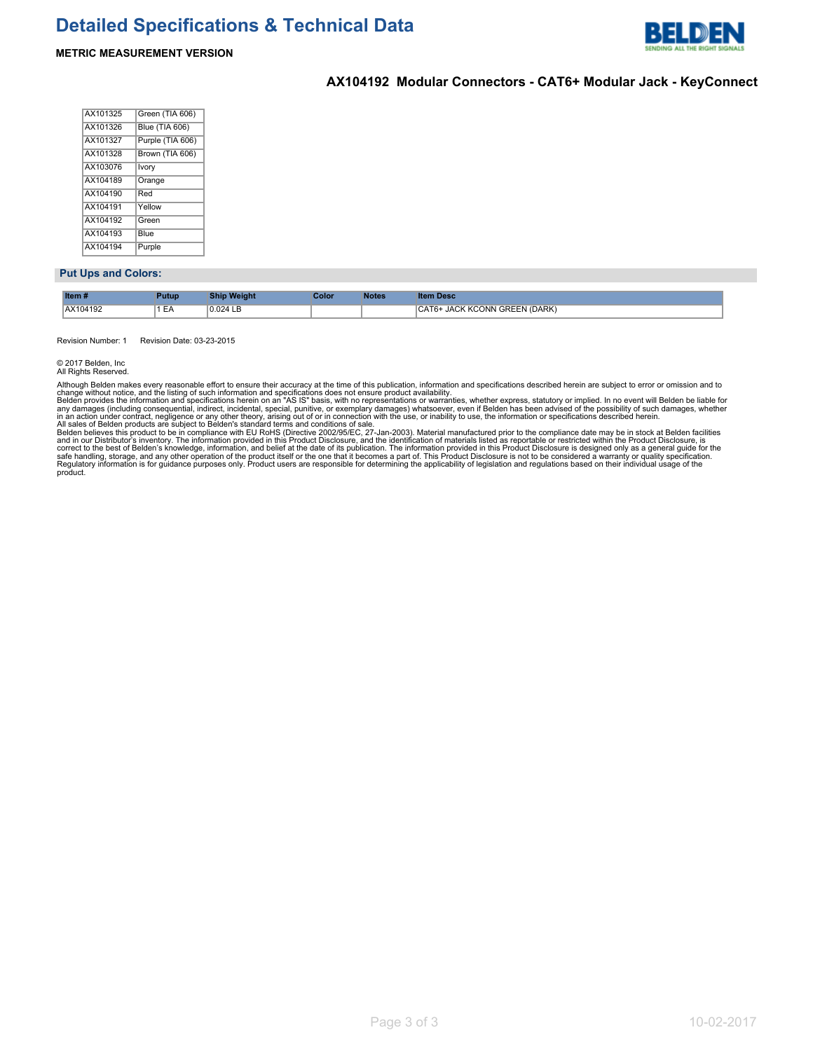# Detailed Specifications & Technical Data

**METRIC MEASUREMENT VERSION**

### AX104192 Modular Connectors - CAT6+ Modular Jack - KeyConnect

| | |
|---|---|
| AX101325 | Green (TIA 606) |
| AX101326 | Blue (TIA 606) |
| AX101327 | Purple (TIA 606) |
| AX101328 | Brown (TIA 606) |
| AX103076 | Ivory |
| AX104189 | Orange |
| AX104190 | Red |
| AX104191 | Yellow |
| AX104192 | Green |
| AX104193 | Blue |
| AX104194 | Purple |

## Put Ups and Colors:

| Item # | Putup | Ship Weight | Color | Notes | Item Desc |
|---|---|---|---|---|---|
| AX104192 | 1 EA | 0.024 LB | | | CAT6+ JACK KCONN GREEN (DARK) |

Revision Number: 1    Revision Date: 03-23-2015

© 2017 Belden, Inc
All Rights Reserved.

Although Belden makes every reasonable effort to ensure their accuracy at the time of this publication, information and specifications described herein are subject to error or omission and to change without notice, and the listing of such information and specifications does not ensure product availability.
Belden provides the information and specifications herein on an "AS IS" basis, with no representations or warranties, whether express, statutory or implied. In no event will Belden be liable for any damages (including consequential, indirect, incidental, special, punitive, or exemplary damages) whatsoever, even if Belden has been advised of the possibility of such damages, whether in an action under contract, negligence or any other theory, arising out of or in connection with the use, or inability to use, the information or specifications described herein.
All sales of Belden products are subject to Belden's standard terms and conditions of sale.
Belden believes this product to be in compliance with EU RoHS (Directive 2002/95/EC, 27-Jan-2003). Material manufactured prior to the compliance date may be in stock at Belden facilities and in our Distributor's inventory. The information provided in this Product Disclosure, and the identification of materials listed as reportable or restricted within the Product Disclosure, is correct to the best of Belden's knowledge, information, and belief at the date of its publication. The information provided in this Product Disclosure is designed only as a general guide for the safe handling, storage, and any other operation of the product itself or the one that it becomes a part of. This Product Disclosure is not to be considered a warranty or quality specification. Regulatory information is for guidance purposes only. Product users are responsible for determining the applicability of legislation and regulations based on their individual usage of the product.